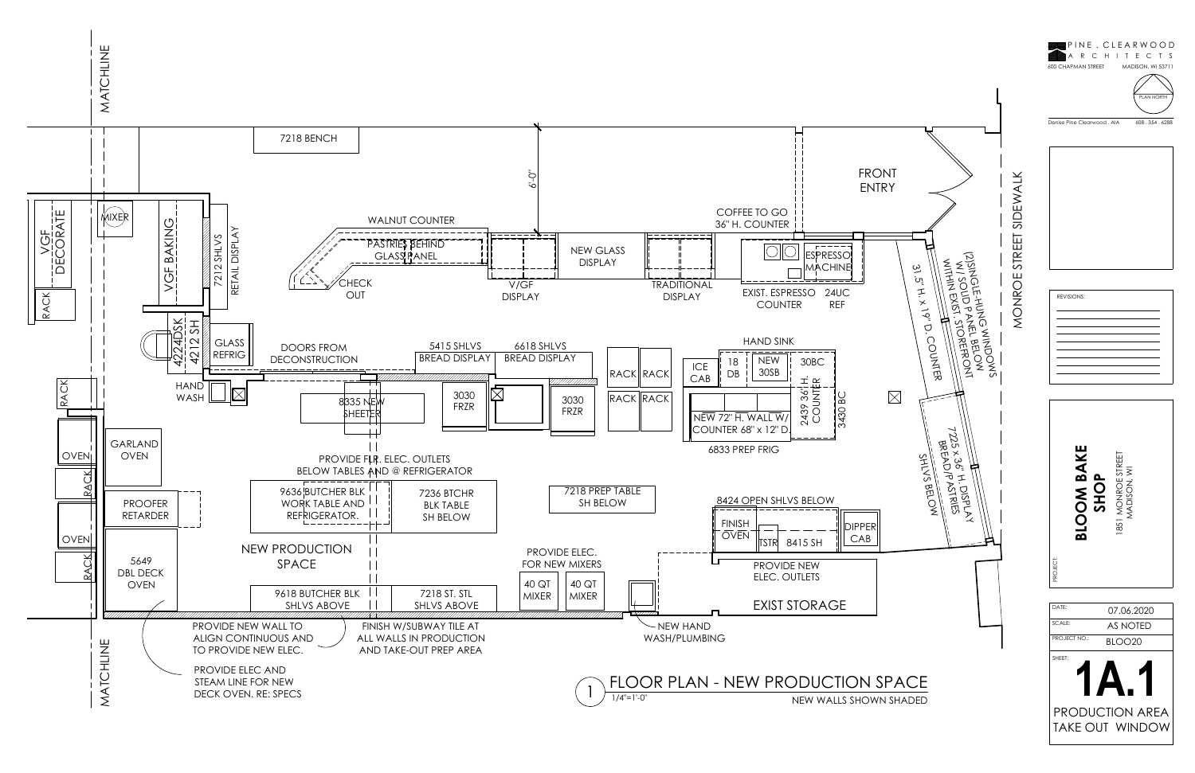# FLOOR PLAN - NEW PRODUCTION SPACE

1/4"=1'-0"

NEW WALLS SHOWN SHADED

MATCHLINE

7218 BENCH

6'-0"

FRONT ENTRY

MONROE STREET SIDEWALK

VGF DECORATE

RACK

MIXER

VGF BAKING

7212 SHLVS

RETAIL DISPLAY

WALNUT COUNTER

PASTRIES BEHIND GLASS PANEL

CHECK OUT

V/GF DISPLAY

NEW GLASS DISPLAY

TRADITIONAL DISPLAY

COFFEE TO GO 36" H. COUNTER

ESPRESSO MACHINE

EXIST. ESPRESSO COUNTER

24UC REF

31.5" H. x 19" D. COUNTER

(2) SINGLE-HUNG WINDOWS W/ SOLID PANEL BELOW WITHIN EXIST. STOREFRONT

4224DSK

4212 SH

GLASS REFRIG

DOORS FROM DECONSTRUCTION

5415 SHLVS BREAD DISPLAY

6618 SHLVS BREAD DISPLAY

RACK RACK

RACK RACK

ICE CAB

18 DB

NEW 30SB

HAND SINK

30BC

2439 36" H. COUNTER

3430 BC

NEW 72" H. WALL W/ COUNTER 68" x 12" D.

6833 PREP FRIG

HAND WASH

8335 NEW SHEETER

3030 FRZR

3030 FRZR

7225 x 36" H. DISPLAY BREAD/PASTRIES

SHLVS BELOW

RACK

OVEN

RACK

OVEN

RACK

GARLAND OVEN

PROOFER RETARDER

5649 DBL DECK OVEN

PROVIDE FLR. ELEC. OUTLETS BELOW TABLES AND @ REFRIGERATOR

9636 BUTCHER BLK WORK TABLE AND REFRIGERATOR.

7236 BTCHR BLK TABLE SH BELOW

7218 PREP TABLE SH BELOW

8424 OPEN SHLVS BELOW

FINISH OVEN

TSTR

8415 SH

DIPPER CAB

NEW PRODUCTION SPACE

PROVIDE ELEC. FOR NEW MIXERS

40 QT MIXER

40 QT MIXER

PROVIDE NEW ELEC. OUTLETS

EXIST STORAGE

9618 BUTCHER BLK SHLVS ABOVE

7218 ST. STL SHLVS ABOVE

PROVIDE NEW WALL TO ALIGN CONTINUOUS AND TO PROVIDE NEW ELEC.

FINISH W/SUBWAY TILE AT ALL WALLS IN PRODUCTION AND TAKE-OUT PREP AREA

NEW HAND WASH/PLUMBING

PROVIDE ELEC AND STEAM LINE FOR NEW DECK OVEN. RE: SPECS

---

PINE . CLEARWOOD ARCHITECTS

600 CHAPMAN STREET MADISON, WI 53711

PLAN NORTH

Denise Pine Clearwood , AIA 608 . 354 . 6288

REVISIONS:

PROJECT:

**BLOOM BAKE SHOP**

1851 MONROE STREET MADISON, WI

| | |
|---|---|
| DATE: | 07.06.2020 |
| SCALE: | AS NOTED |
| PROJECT NO.: | BLOO20 |

SHEET:

**1A.1**

PRODUCTION AREA TAKE OUT WINDOW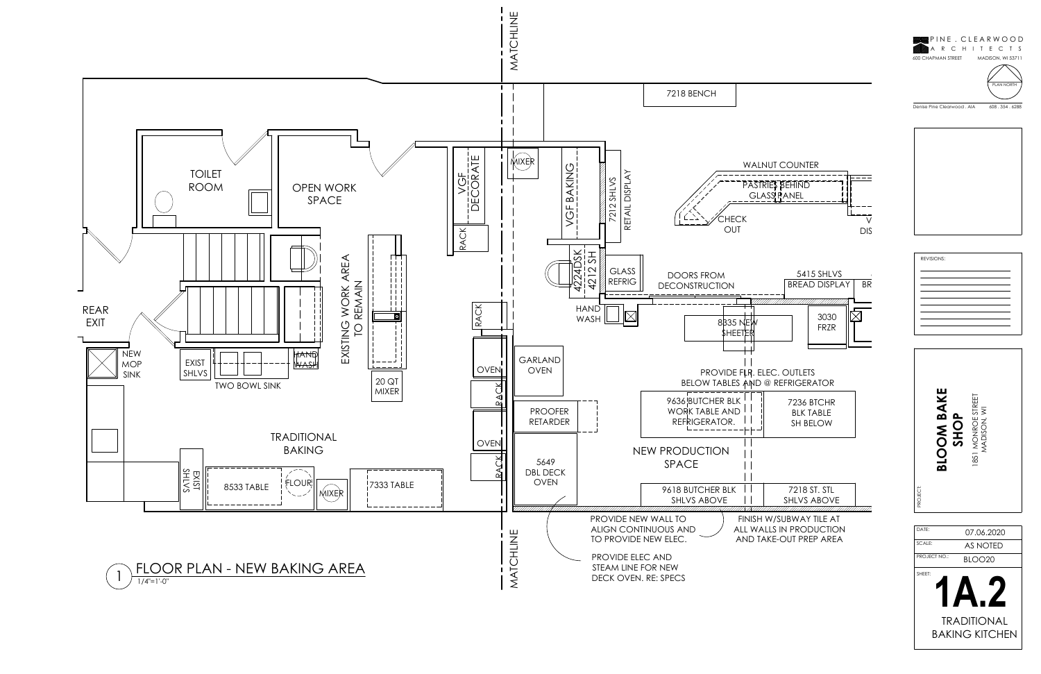# 1 FLOOR PLAN - NEW BAKING AREA

1/4"=1'-0"

MATCHLINE

TOILET ROOM

OPEN WORK SPACE

EXISTING WORK AREA TO REMAIN

REAR EXIT

NEW MOP SINK

EXIST SHLVS

TWO BOWL SINK

HAND WASH

20 QT MIXER

TRADITIONAL BAKING

EXIST SHLVS

8533 TABLE

FLOUR

MIXER

7333 TABLE

VGF DECORATE

RACK

MIXER

VGF BAKING

7212 SHLVS

RETAIL DISPLAY

4224DSK

4212 SH

GLASS REFRIG

HAND WASH

RACK

OVEN

RACK

OVEN

RACK

GARLAND OVEN

PROOFER RETARDER

5649 DBL DECK OVEN

7218 BENCH

WALNUT COUNTER

PASTRIES BEHIND GLASS PANEL

CHECK OUT

DOORS FROM DECONSTRUCTION

5415 SHLVS BREAD DISPLAY

8335 NEW SHEETER

3030 FRZR

PROVIDE FLR. ELEC. OUTLETS BELOW TABLES AND @ REFRIGERATOR

9636 BUTCHER BLK WORK TABLE AND REFRIGERATOR.

7236 BTCHR BLK TABLE SH BELOW

NEW PRODUCTION SPACE

9618 BUTCHER BLK SHLVS ABOVE

7218 ST. STL SHLVS ABOVE

PROVIDE NEW WALL TO ALIGN CONTINUOUS AND TO PROVIDE NEW ELEC.

FINISH W/SUBWAY TILE AT ALL WALLS IN PRODUCTION AND TAKE-OUT PREP AREA

PROVIDE ELEC AND STEAM LINE FOR NEW DECK OVEN. RE: SPECS

PINE . CLEARWOOD ARCHITECTS

600 CHAPMAN STREET MADISON, WI 53711

Denise Pine Clearwood . AIA 608 . 354 . 6288

PLAN NORTH

REVISIONS:

PROJECT:

**BLOOM BAKE SHOP**

1851 MONROE STREET MADISON, WI

| DATE: | 07.06.2020 |
|---|---|
| SCALE: | AS NOTED |
| PROJECT NO.: | BLOO20 |

SHEET:

**1A.2**

TRADITIONAL BAKING KITCHEN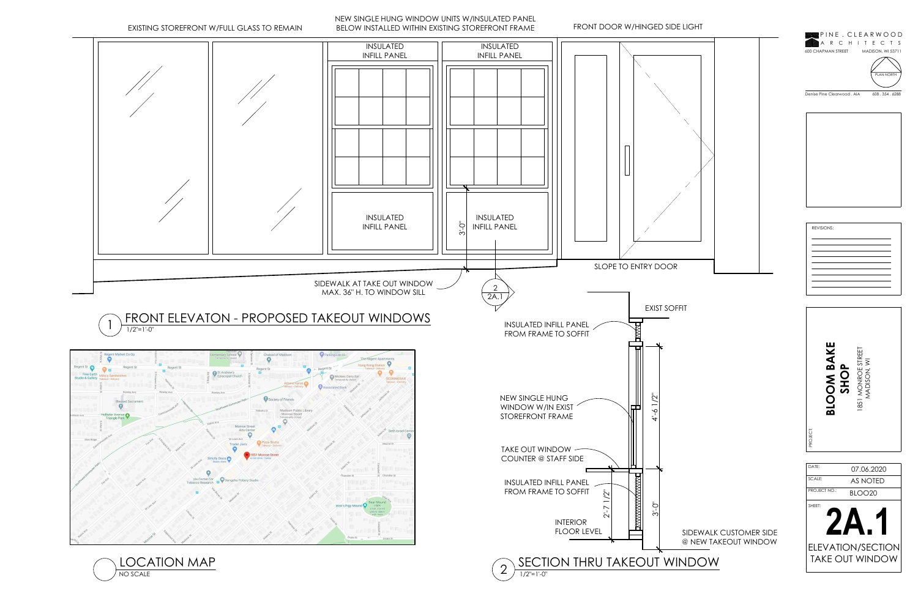EXISTING STOREFRONT W/FULL GLASS TO REMAIN

NEW SINGLE HUNG WINDOW UNITS W/INSULATED PANEL BELOW INSTALLED WITHIN EXISTING STOREFRONT FRAME

FRONT DOOR W/HINGED SIDE LIGHT

INSULATED INFILL PANEL

INSULATED INFILL PANEL

INSULATED INFILL PANEL

INSULATED INFILL PANEL

3'-0"

SLOPE TO ENTRY DOOR

SIDEWALK AT TAKE OUT WINDOW MAX. 36" H. TO WINDOW SILL

2 / 2A.1

## 1 FRONT ELEVATON - PROPOSED TAKEOUT WINDOWS

1/2"=1'-0"

## LOCATION MAP

NO SCALE

EXIST SOFFIT

INSULATED INFILL PANEL FROM FRAME TO SOFFIT

NEW SINGLE HUNG WINDOW W/IN EXIST STOREFRONT FRAME

4'-6 1/2"

TAKE OUT WINDOW COUNTER @ STAFF SIDE

INSULATED INFILL PANEL FROM FRAME TO SOFFIT

2'-7 1/2"

3'-0"

INTERIOR FLOOR LEVEL

SIDEWALK CUSTOMER SIDE @ NEW TAKEOUT WINDOW

## 2 SECTION THRU TAKEOUT WINDOW

1/2"=1'-0"

PINE . CLEARWOOD ARCHITECTS
600 CHAPMAN STREET MADISON, WI 53711

PLAN NORTH

Denise Pine Clearwood . AIA 608 . 354 . 6288

REVISIONS:

PROJECT:

**BLOOM BAKE SHOP**
1851 MONROE STREET
MADISON, WI

| DATE: | 07.06.2020 |
|---|---|
| SCALE: | AS NOTED |
| PROJECT NO.: | BLOO20 |

SHEET:

**2A.1**

ELEVATION/SECTION TAKE OUT WINDOW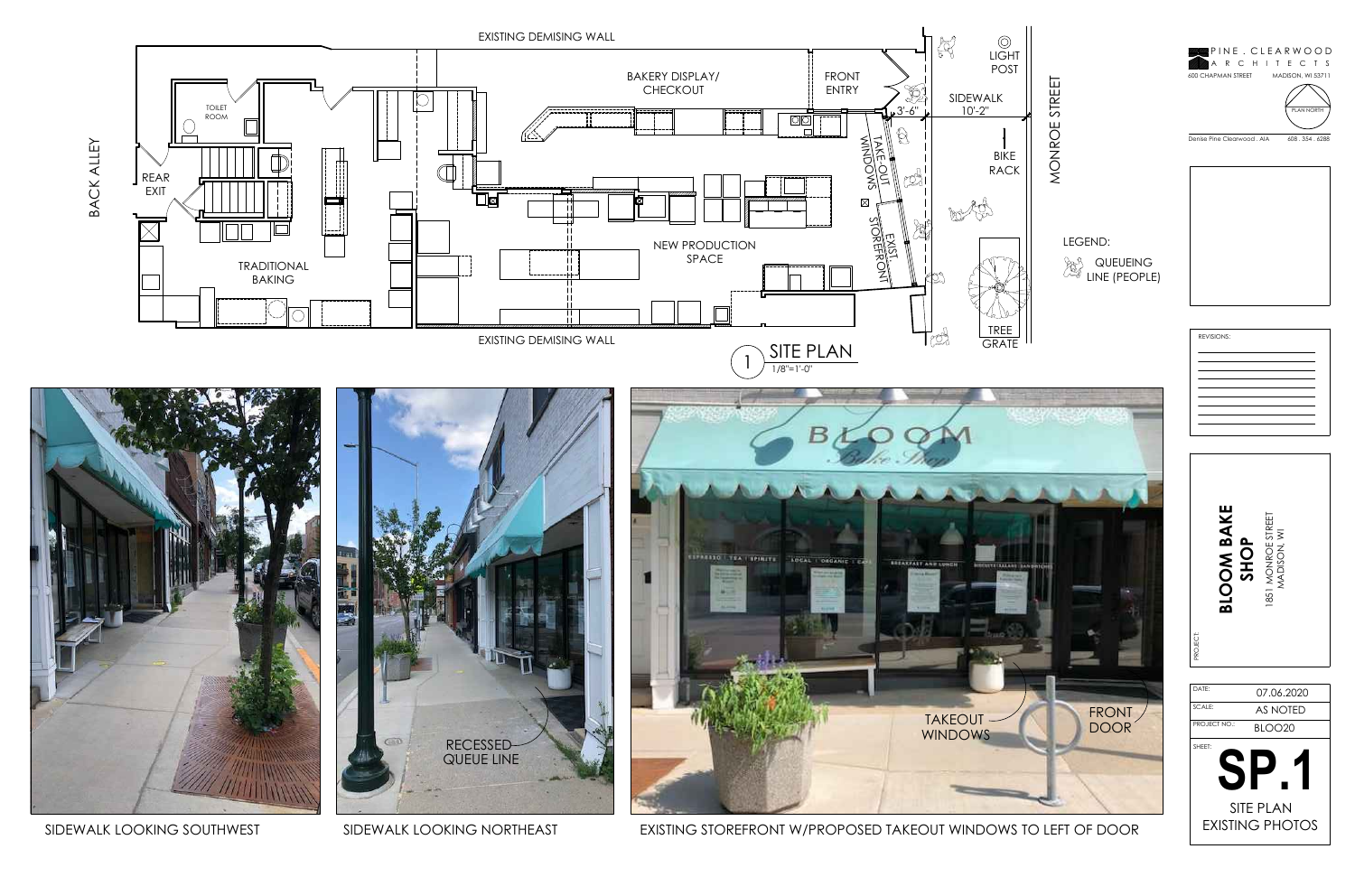EXISTING DEMISING WALL

BAKERY DISPLAY/ CHECKOUT

FRONT ENTRY

TOILET ROOM

BACK ALLEY

REAR EXIT

TAKE-OUT WINDOWS

EXIST. STOREFRONT

NEW PRODUCTION SPACE

TRADITIONAL BAKING

EXISTING DEMISING WALL

3'-6"

SIDEWALK 10'-2"

LIGHT POST

BIKE RACK

TREE GRATE

MONROE STREET

LEGEND:

QUEUEING LINE (PEOPLE)

1 SITE PLAN 1/8"=1'-0"

RECESSED QUEUE LINE

TAKEOUT WINDOWS

FRONT DOOR

SIDEWALK LOOKING SOUTHWEST

SIDEWALK LOOKING NORTHEAST

EXISTING STOREFRONT W/PROPOSED TAKEOUT WINDOWS TO LEFT OF DOOR

PINE . CLEARWOOD ARCHITECTS

600 CHAPMAN STREET MADISON, WI 53711

Denise Pine Clearwood . AIA 608 . 354 . 6288

PLAN NORTH

REVISIONS:

PROJECT:

**BLOOM BAKE SHOP**

1851 MONROE STREET MADISON, WI

| | |
|---|---|
| DATE: | 07.06.2020 |
| SCALE: | AS NOTED |
| PROJECT NO.: | BLOO20 |

SHEET:

**SP.1**

SITE PLAN EXISTING PHOTOS